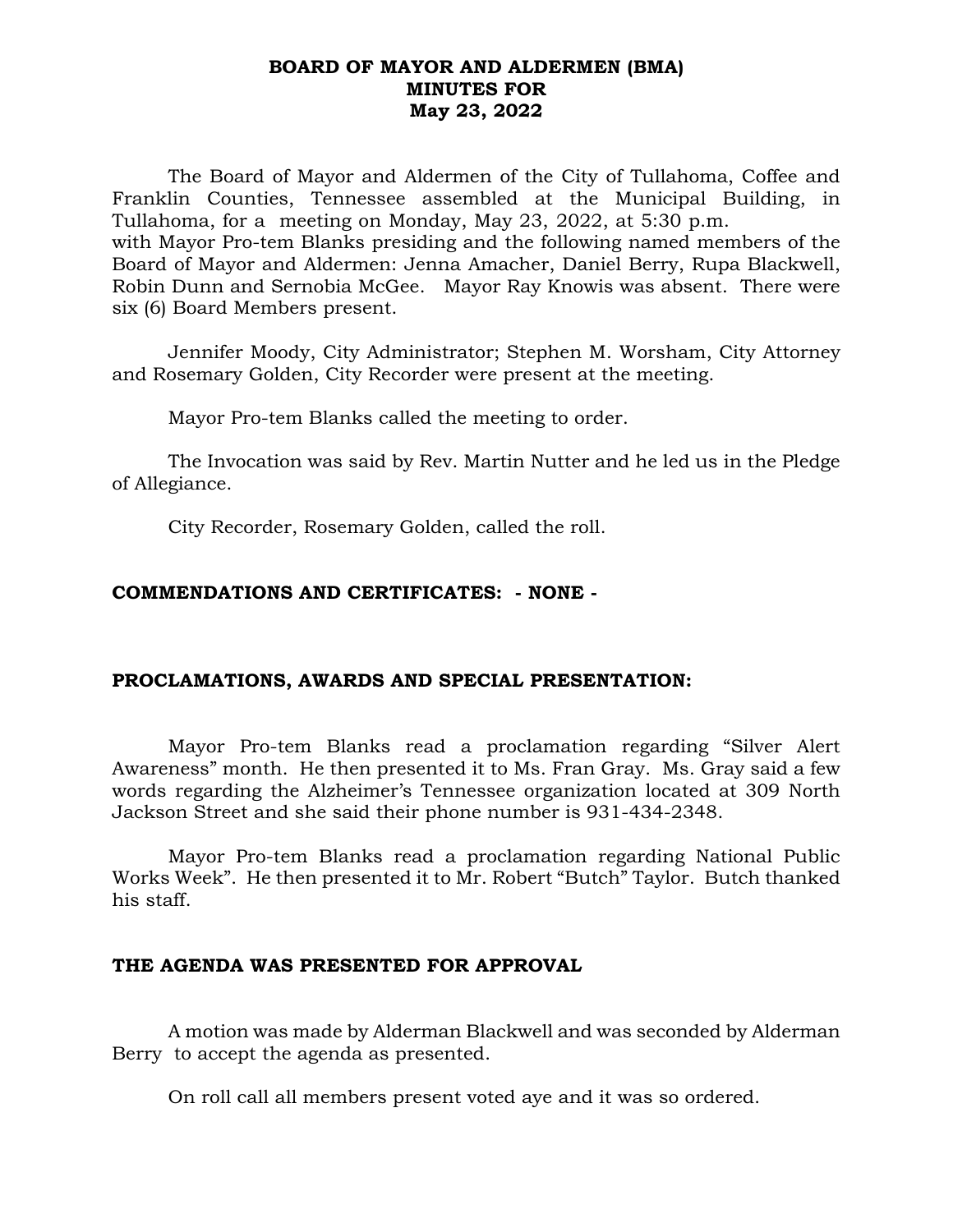# BOARD OF MAYOR AND ALDERMEN (BMA)
# MINUTES FOR
# May 23, 2022

The Board of Mayor and Aldermen of the City of Tullahoma, Coffee and Franklin Counties, Tennessee assembled at the Municipal Building, in Tullahoma, for a meeting on Monday, May 23, 2022, at 5:30 p.m. with Mayor Pro-tem Blanks presiding and the following named members of the Board of Mayor and Aldermen: Jenna Amacher, Daniel Berry, Rupa Blackwell, Robin Dunn and Sernobia McGee. Mayor Ray Knowis was absent. There were six (6) Board Members present.

Jennifer Moody, City Administrator; Stephen M. Worsham, City Attorney and Rosemary Golden, City Recorder were present at the meeting.

Mayor Pro-tem Blanks called the meeting to order.

The Invocation was said by Rev. Martin Nutter and he led us in the Pledge of Allegiance.

City Recorder, Rosemary Golden, called the roll.

## COMMENDATIONS AND CERTIFICATES: - NONE -

## PROCLAMATIONS, AWARDS AND SPECIAL PRESENTATION:

Mayor Pro-tem Blanks read a proclamation regarding "Silver Alert Awareness" month. He then presented it to Ms. Fran Gray. Ms. Gray said a few words regarding the Alzheimer's Tennessee organization located at 309 North Jackson Street and she said their phone number is 931-434-2348.

Mayor Pro-tem Blanks read a proclamation regarding National Public Works Week". He then presented it to Mr. Robert "Butch" Taylor. Butch thanked his staff.

## THE AGENDA WAS PRESENTED FOR APPROVAL

A motion was made by Alderman Blackwell and was seconded by Alderman Berry to accept the agenda as presented.

On roll call all members present voted aye and it was so ordered.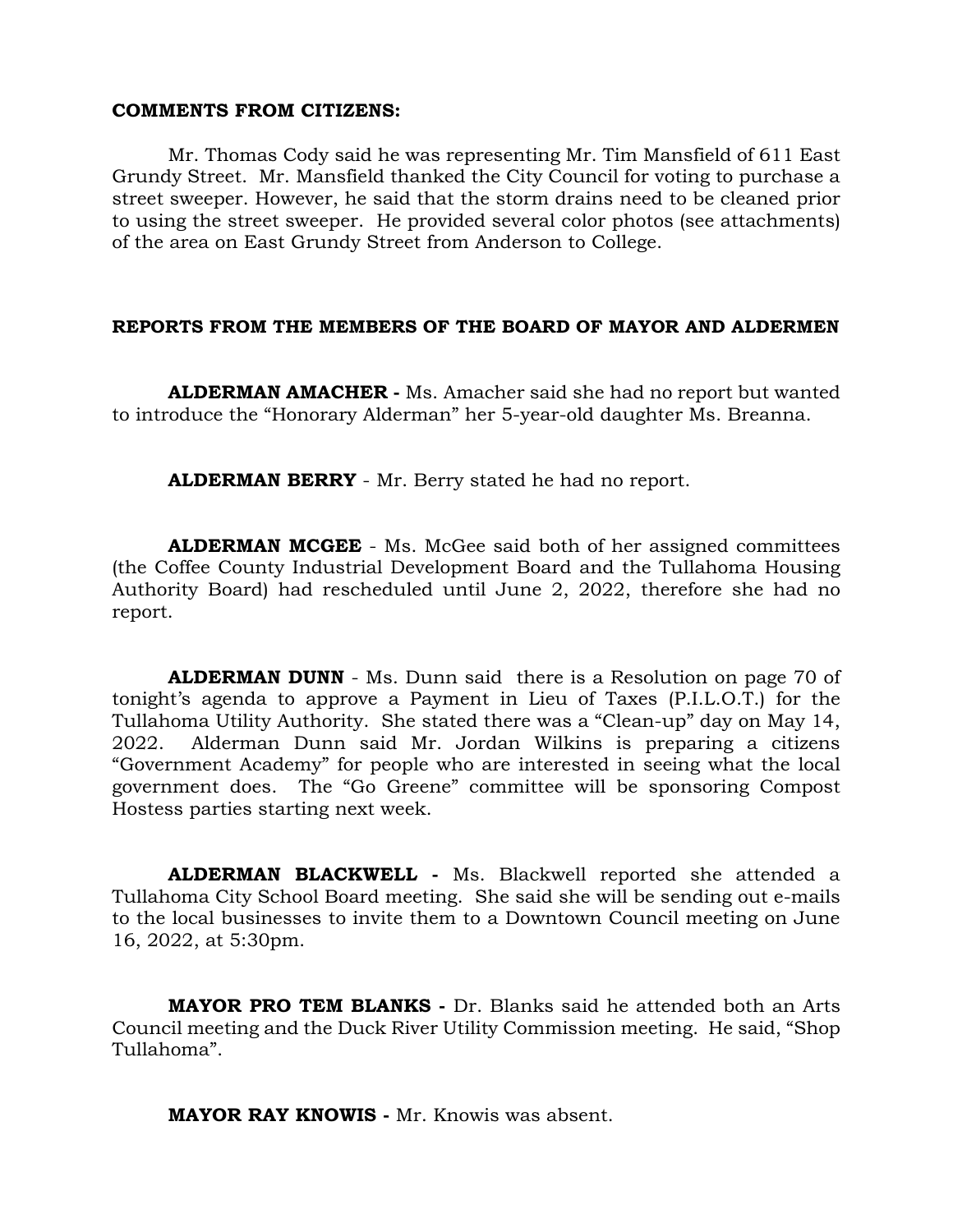**COMMENTS FROM CITIZENS:**

Mr. Thomas Cody said he was representing Mr. Tim Mansfield of 611 East Grundy Street. Mr. Mansfield thanked the City Council for voting to purchase a street sweeper. However, he said that the storm drains need to be cleaned prior to using the street sweeper. He provided several color photos (see attachments) of the area on East Grundy Street from Anderson to College.

**REPORTS FROM THE MEMBERS OF THE BOARD OF MAYOR AND ALDERMEN**

**ALDERMAN AMACHER -** Ms. Amacher said she had no report but wanted to introduce the "Honorary Alderman" her 5-year-old daughter Ms. Breanna.

**ALDERMAN BERRY** - Mr. Berry stated he had no report.

**ALDERMAN MCGEE** - Ms. McGee said both of her assigned committees (the Coffee County Industrial Development Board and the Tullahoma Housing Authority Board) had rescheduled until June 2, 2022, therefore she had no report.

**ALDERMAN DUNN** - Ms. Dunn said there is a Resolution on page 70 of tonight's agenda to approve a Payment in Lieu of Taxes (P.I.L.O.T.) for the Tullahoma Utility Authority. She stated there was a "Clean-up" day on May 14, 2022. Alderman Dunn said Mr. Jordan Wilkins is preparing a citizens "Government Academy" for people who are interested in seeing what the local government does. The "Go Greene" committee will be sponsoring Compost Hostess parties starting next week.

**ALDERMAN BLACKWELL -** Ms. Blackwell reported she attended a Tullahoma City School Board meeting. She said she will be sending out e-mails to the local businesses to invite them to a Downtown Council meeting on June 16, 2022, at 5:30pm.

**MAYOR PRO TEM BLANKS -** Dr. Blanks said he attended both an Arts Council meeting and the Duck River Utility Commission meeting. He said, "Shop Tullahoma".

**MAYOR RAY KNOWIS -** Mr. Knowis was absent.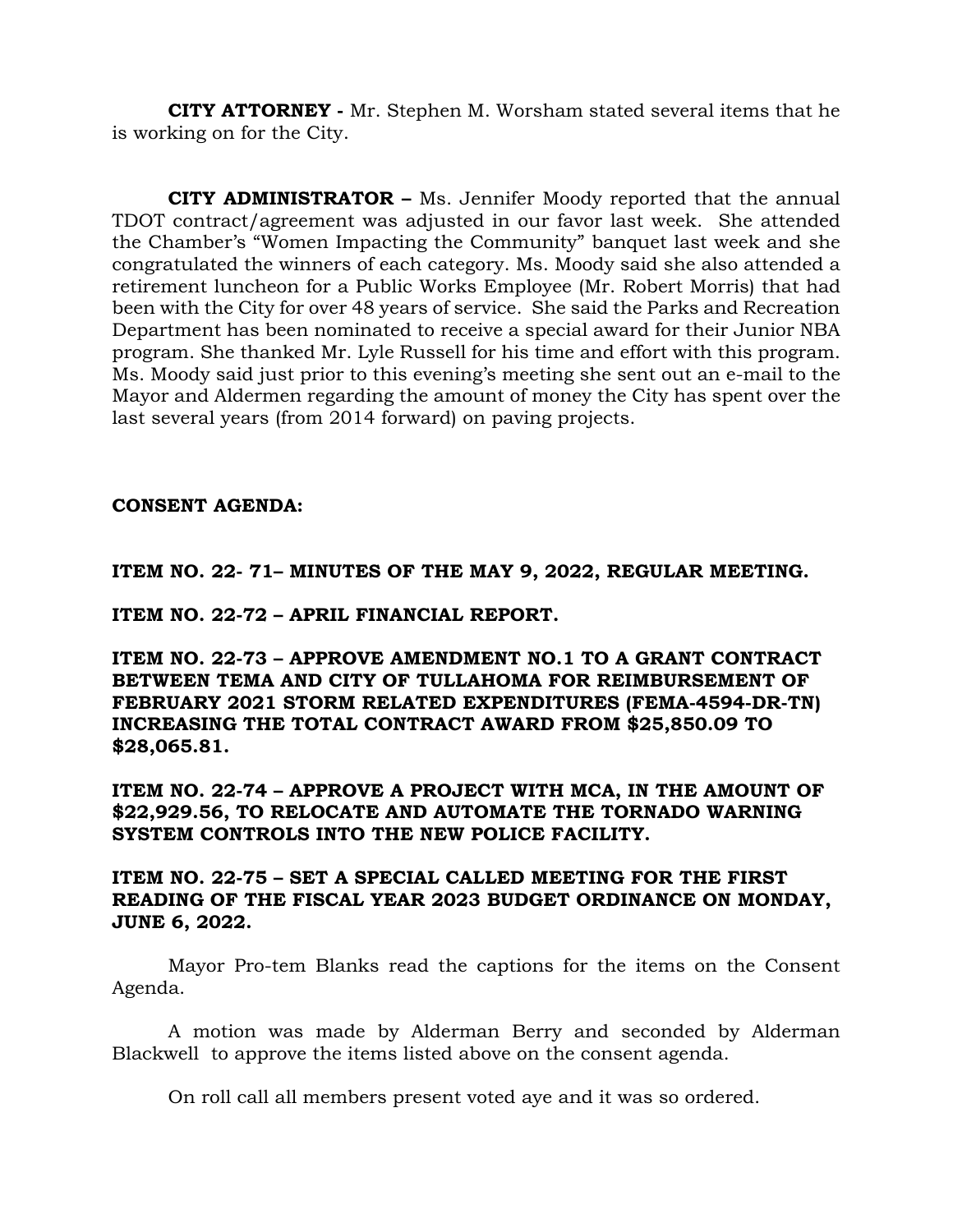**CITY ATTORNEY -** Mr. Stephen M. Worsham stated several items that he is working on for the City.

**CITY ADMINISTRATOR –** Ms. Jennifer Moody reported that the annual TDOT contract/agreement was adjusted in our favor last week. She attended the Chamber's "Women Impacting the Community" banquet last week and she congratulated the winners of each category. Ms. Moody said she also attended a retirement luncheon for a Public Works Employee (Mr. Robert Morris) that had been with the City for over 48 years of service. She said the Parks and Recreation Department has been nominated to receive a special award for their Junior NBA program. She thanked Mr. Lyle Russell for his time and effort with this program. Ms. Moody said just prior to this evening's meeting she sent out an e-mail to the Mayor and Aldermen regarding the amount of money the City has spent over the last several years (from 2014 forward) on paving projects.

**CONSENT AGENDA:**

**ITEM NO. 22- 71– MINUTES OF THE MAY 9, 2022, REGULAR MEETING.**

**ITEM NO. 22-72 – APRIL FINANCIAL REPORT.**

**ITEM NO. 22-73 – APPROVE AMENDMENT NO.1 TO A GRANT CONTRACT BETWEEN TEMA AND CITY OF TULLAHOMA FOR REIMBURSEMENT OF FEBRUARY 2021 STORM RELATED EXPENDITURES (FEMA-4594-DR-TN) INCREASING THE TOTAL CONTRACT AWARD FROM $25,850.09 TO $28,065.81.**

**ITEM NO. 22-74 – APPROVE A PROJECT WITH MCA, IN THE AMOUNT OF $22,929.56, TO RELOCATE AND AUTOMATE THE TORNADO WARNING SYSTEM CONTROLS INTO THE NEW POLICE FACILITY.**

**ITEM NO. 22-75 – SET A SPECIAL CALLED MEETING FOR THE FIRST READING OF THE FISCAL YEAR 2023 BUDGET ORDINANCE ON MONDAY, JUNE 6, 2022.**

Mayor Pro-tem Blanks read the captions for the items on the Consent Agenda.

A motion was made by Alderman Berry and seconded by Alderman Blackwell to approve the items listed above on the consent agenda.

On roll call all members present voted aye and it was so ordered.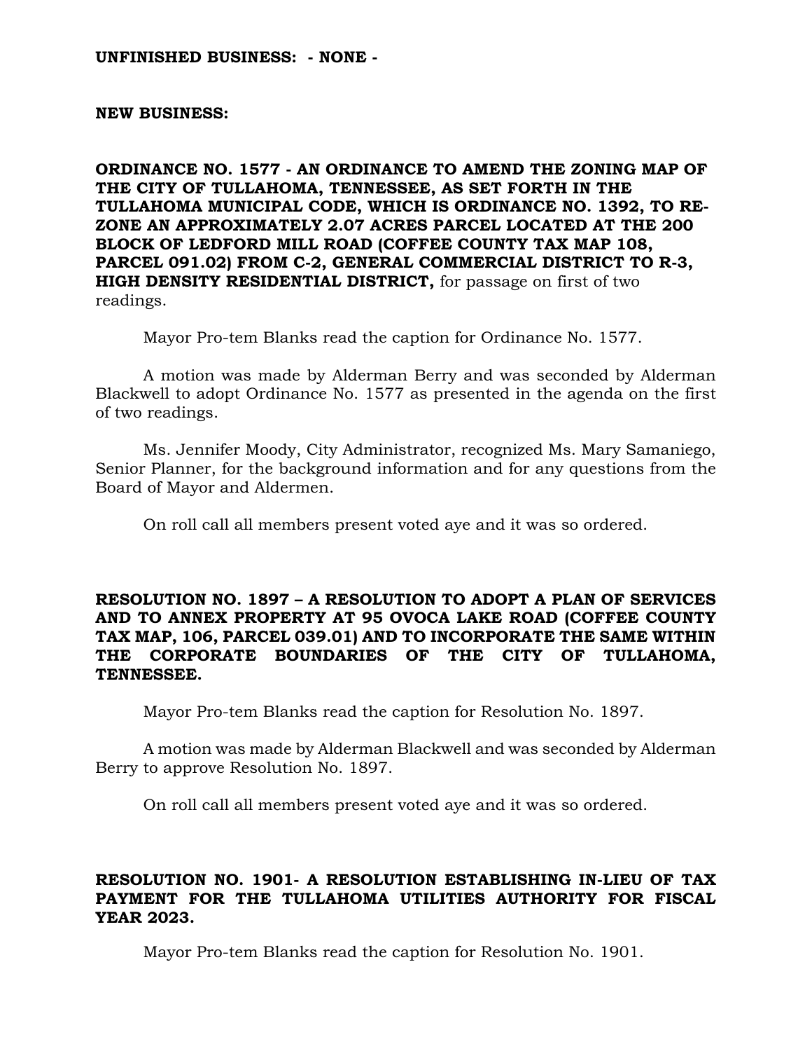**UNFINISHED BUSINESS: - NONE -**

**NEW BUSINESS:**

**ORDINANCE NO. 1577 - AN ORDINANCE TO AMEND THE ZONING MAP OF THE CITY OF TULLAHOMA, TENNESSEE, AS SET FORTH IN THE TULLAHOMA MUNICIPAL CODE, WHICH IS ORDINANCE NO. 1392, TO RE-ZONE AN APPROXIMATELY 2.07 ACRES PARCEL LOCATED AT THE 200 BLOCK OF LEDFORD MILL ROAD (COFFEE COUNTY TAX MAP 108, PARCEL 091.02) FROM C-2, GENERAL COMMERCIAL DISTRICT TO R-3, HIGH DENSITY RESIDENTIAL DISTRICT,** for passage on first of two readings.

Mayor Pro-tem Blanks read the caption for Ordinance No. 1577.

A motion was made by Alderman Berry and was seconded by Alderman Blackwell to adopt Ordinance No. 1577 as presented in the agenda on the first of two readings.

Ms. Jennifer Moody, City Administrator, recognized Ms. Mary Samaniego, Senior Planner, for the background information and for any questions from the Board of Mayor and Aldermen.

On roll call all members present voted aye and it was so ordered.

**RESOLUTION NO. 1897 – A RESOLUTION TO ADOPT A PLAN OF SERVICES AND TO ANNEX PROPERTY AT 95 OVOCA LAKE ROAD (COFFEE COUNTY TAX MAP, 106, PARCEL 039.01) AND TO INCORPORATE THE SAME WITHIN THE CORPORATE BOUNDARIES OF THE CITY OF TULLAHOMA, TENNESSEE.**

Mayor Pro-tem Blanks read the caption for Resolution No. 1897.

A motion was made by Alderman Blackwell and was seconded by Alderman Berry to approve Resolution No. 1897.

On roll call all members present voted aye and it was so ordered.

**RESOLUTION NO. 1901- A RESOLUTION ESTABLISHING IN-LIEU OF TAX PAYMENT FOR THE TULLAHOMA UTILITIES AUTHORITY FOR FISCAL YEAR 2023.**

Mayor Pro-tem Blanks read the caption for Resolution No. 1901.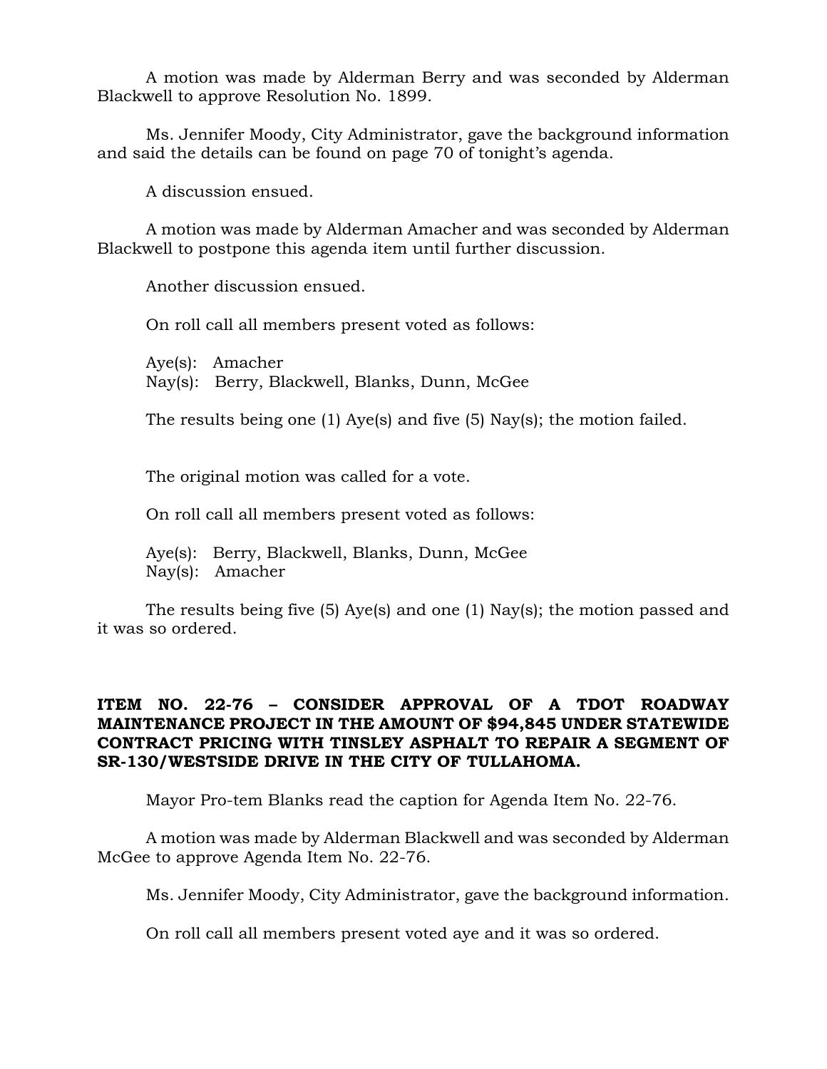A motion was made by Alderman Berry and was seconded by Alderman Blackwell to approve Resolution No. 1899.

Ms. Jennifer Moody, City Administrator, gave the background information and said the details can be found on page 70 of tonight's agenda.

A discussion ensued.

A motion was made by Alderman Amacher and was seconded by Alderman Blackwell to postpone this agenda item until further discussion.

Another discussion ensued.

On roll call all members present voted as follows:

Aye(s): Amacher
Nay(s): Berry, Blackwell, Blanks, Dunn, McGee

The results being one (1) Aye(s) and five (5) Nay(s); the motion failed.

The original motion was called for a vote.

On roll call all members present voted as follows:

Aye(s): Berry, Blackwell, Blanks, Dunn, McGee
Nay(s): Amacher

The results being five (5) Aye(s) and one (1) Nay(s); the motion passed and it was so ordered.

**ITEM NO. 22-76 – CONSIDER APPROVAL OF A TDOT ROADWAY MAINTENANCE PROJECT IN THE AMOUNT OF $94,845 UNDER STATEWIDE CONTRACT PRICING WITH TINSLEY ASPHALT TO REPAIR A SEGMENT OF SR-130/WESTSIDE DRIVE IN THE CITY OF TULLAHOMA.**

Mayor Pro-tem Blanks read the caption for Agenda Item No. 22-76.

A motion was made by Alderman Blackwell and was seconded by Alderman McGee to approve Agenda Item No. 22-76.

Ms. Jennifer Moody, City Administrator, gave the background information.

On roll call all members present voted aye and it was so ordered.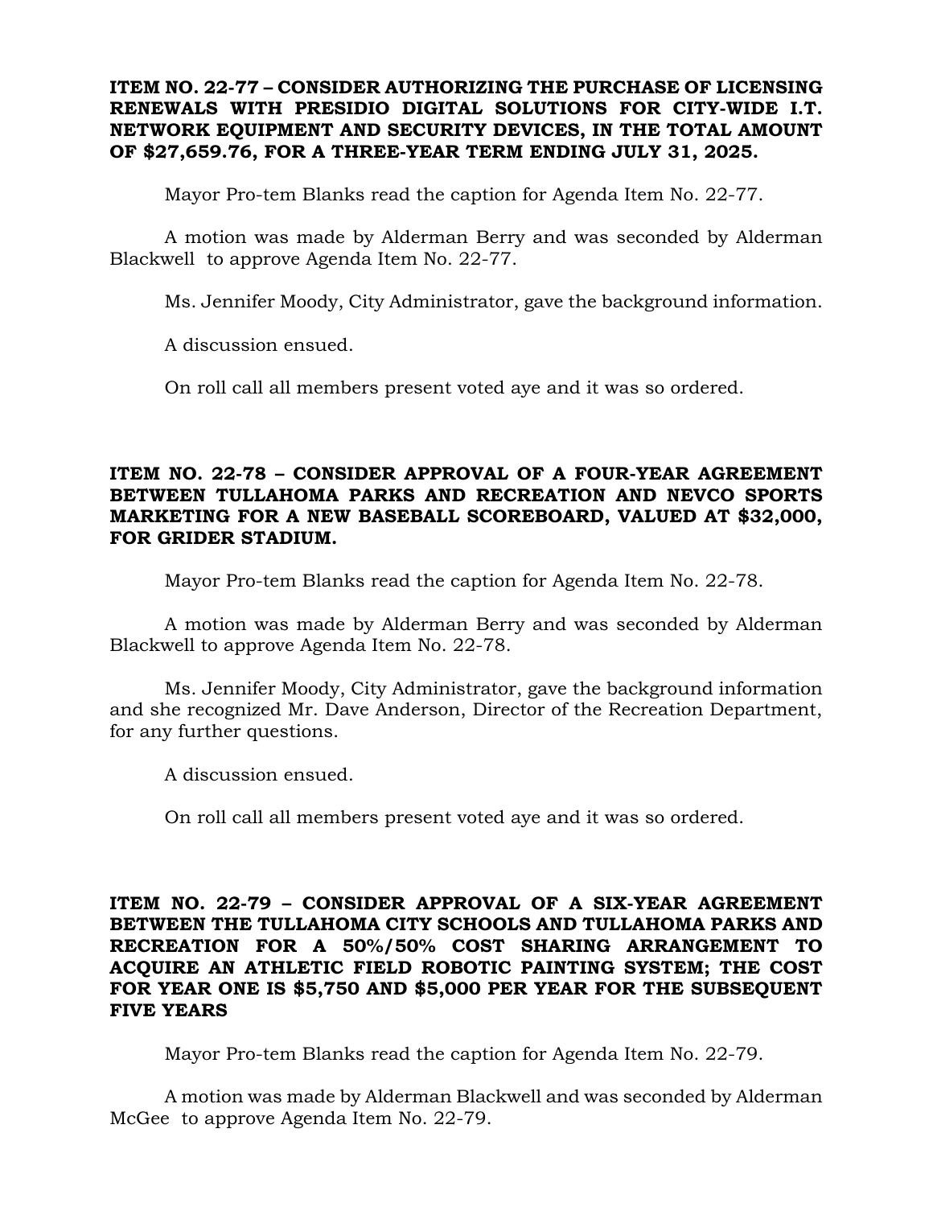**ITEM NO. 22-77 – CONSIDER AUTHORIZING THE PURCHASE OF LICENSING RENEWALS WITH PRESIDIO DIGITAL SOLUTIONS FOR CITY-WIDE I.T. NETWORK EQUIPMENT AND SECURITY DEVICES, IN THE TOTAL AMOUNT OF $27,659.76, FOR A THREE-YEAR TERM ENDING JULY 31, 2025.**

Mayor Pro-tem Blanks read the caption for Agenda Item No. 22-77.

A motion was made by Alderman Berry and was seconded by Alderman Blackwell to approve Agenda Item No. 22-77.

Ms. Jennifer Moody, City Administrator, gave the background information.

A discussion ensued.

On roll call all members present voted aye and it was so ordered.

**ITEM NO. 22-78 – CONSIDER APPROVAL OF A FOUR-YEAR AGREEMENT BETWEEN TULLAHOMA PARKS AND RECREATION AND NEVCO SPORTS MARKETING FOR A NEW BASEBALL SCOREBOARD, VALUED AT $32,000, FOR GRIDER STADIUM.**

Mayor Pro-tem Blanks read the caption for Agenda Item No. 22-78.

A motion was made by Alderman Berry and was seconded by Alderman Blackwell to approve Agenda Item No. 22-78.

Ms. Jennifer Moody, City Administrator, gave the background information and she recognized Mr. Dave Anderson, Director of the Recreation Department, for any further questions.

A discussion ensued.

On roll call all members present voted aye and it was so ordered.

**ITEM NO. 22-79 – CONSIDER APPROVAL OF A SIX-YEAR AGREEMENT BETWEEN THE TULLAHOMA CITY SCHOOLS AND TULLAHOMA PARKS AND RECREATION FOR A 50%/50% COST SHARING ARRANGEMENT TO ACQUIRE AN ATHLETIC FIELD ROBOTIC PAINTING SYSTEM; THE COST FOR YEAR ONE IS $5,750 AND $5,000 PER YEAR FOR THE SUBSEQUENT FIVE YEARS**

Mayor Pro-tem Blanks read the caption for Agenda Item No. 22-79.

A motion was made by Alderman Blackwell and was seconded by Alderman McGee to approve Agenda Item No. 22-79.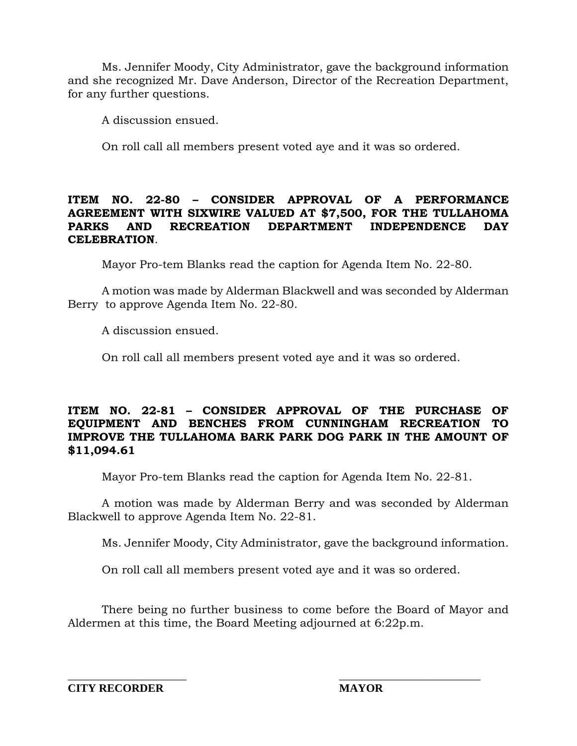Ms. Jennifer Moody, City Administrator, gave the background information and she recognized Mr. Dave Anderson, Director of the Recreation Department, for any further questions.

A discussion ensued.

On roll call all members present voted aye and it was so ordered.

**ITEM NO. 22-80 – CONSIDER APPROVAL OF A PERFORMANCE AGREEMENT WITH SIXWIRE VALUED AT $7,500, FOR THE TULLAHOMA PARKS AND RECREATION DEPARTMENT INDEPENDENCE DAY CELEBRATION**.

Mayor Pro-tem Blanks read the caption for Agenda Item No. 22-80.

A motion was made by Alderman Blackwell and was seconded by Alderman Berry to approve Agenda Item No. 22-80.

A discussion ensued.

On roll call all members present voted aye and it was so ordered.

**ITEM NO. 22-81 – CONSIDER APPROVAL OF THE PURCHASE OF EQUIPMENT AND BENCHES FROM CUNNINGHAM RECREATION TO IMPROVE THE TULLAHOMA BARK PARK DOG PARK IN THE AMOUNT OF $11,094.61**

Mayor Pro-tem Blanks read the caption for Agenda Item No. 22-81.

A motion was made by Alderman Berry and was seconded by Alderman Blackwell to approve Agenda Item No. 22-81.

Ms. Jennifer Moody, City Administrator, gave the background information.

On roll call all members present voted aye and it was so ordered.

There being no further business to come before the Board of Mayor and Aldermen at this time, the Board Meeting adjourned at 6:22p.m.

______________________ ______________________

**CITY RECORDER** **MAYOR**